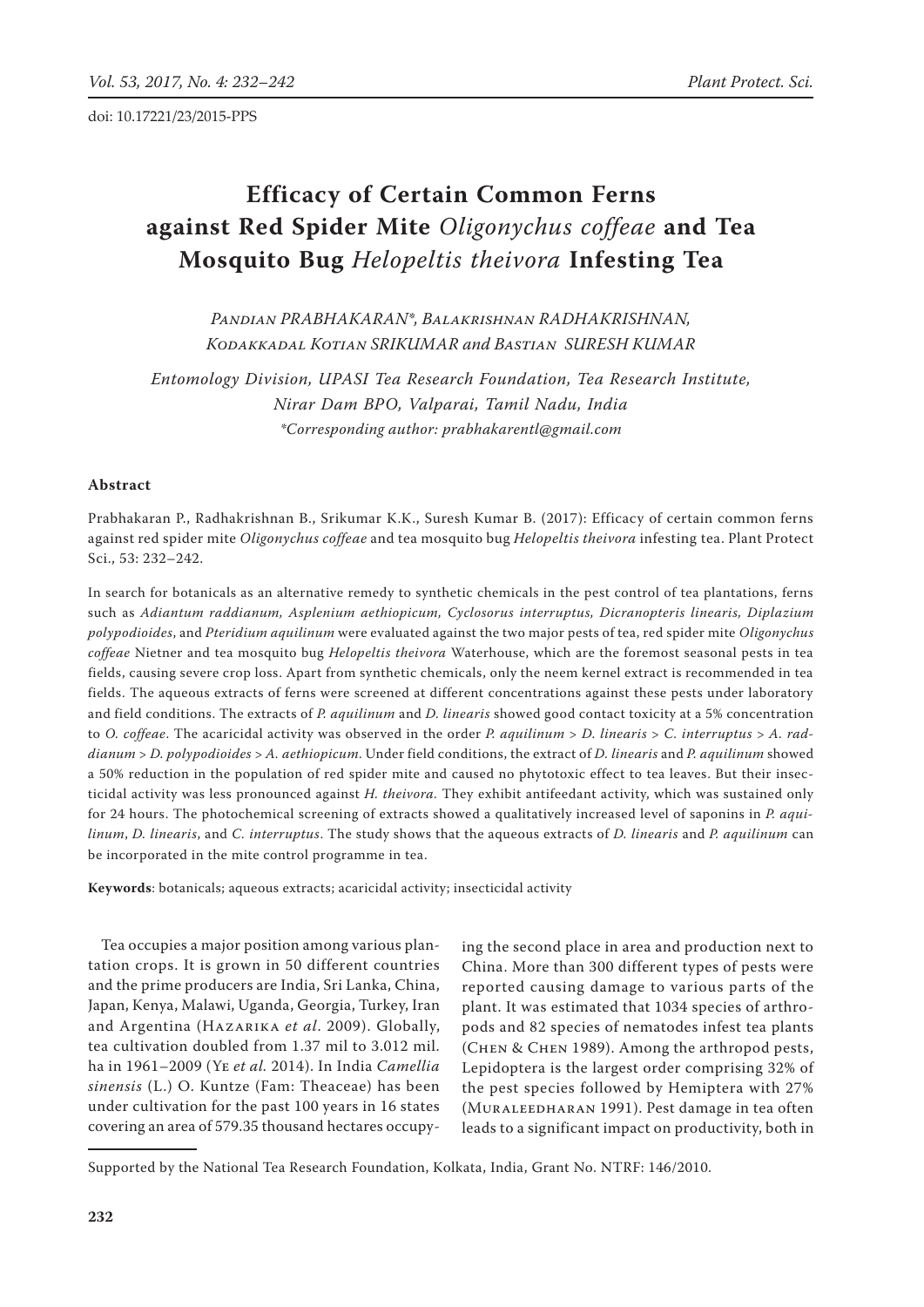doi: 10.17221/23/2015-PPS

# Efficacy of Certain Common Ferns against Red Spider Mite *Oligonychus coffeae* and Tea Mosquito Bug *Helopeltis theivora* Infesting Tea

*Pandian PRABHAKARAN\*, Balakrishnan RADHAKRISHNAN, Kodakkadal Kotian SRIKUMAR and Bastian SURESH KUMAR*

*Entomology Division, UPASI Tea Research Foundation, Tea Research Institute, Nirar Dam BPO, Valparai, Tamil Nadu, India*
*\*Corresponding author: prabhakarentl@gmail.com*

## Abstract

Prabhakaran P., Radhakrishnan B., Srikumar K.K., Suresh Kumar B. (2017): Efficacy of certain common ferns against red spider mite *Oligonychus coffeae* and tea mosquito bug *Helopeltis theivora* infesting tea. Plant Protect Sci., 53: 232–242.

In search for botanicals as an alternative remedy to synthetic chemicals in the pest control of tea plantations, ferns such as *Adiantum raddianum, Asplenium aethiopicum, Cyclosorus interruptus, Dicranopteris linearis, Diplazium polypodioides*, and *Pteridium aquilinum* were evaluated against the two major pests of tea, red spider mite *Oligonychus coffeae* Nietner and tea mosquito bug *Helopeltis theivora* Waterhouse, which are the foremost seasonal pests in tea fields, causing severe crop loss. Apart from synthetic chemicals, only the neem kernel extract is recommended in tea fields. The aqueous extracts of ferns were screened at different concentrations against these pests under laboratory and field conditions. The extracts of *P. aquilinum* and *D. linearis* showed good contact toxicity at a 5% concentration to *O. coffeae*. The acaricidal activity was observed in the order *P. aquilinum* > *D. linearis* > *C. interruptus* > *A. raddianum* > *D. polypodioides* > *A. aethiopicum*. Under field conditions, the extract of *D. linearis* and *P. aquilinum* showed a 50% reduction in the population of red spider mite and caused no phytotoxic effect to tea leaves. But their insecticidal activity was less pronounced against *H. theivora.* They exhibit antifeedant activity, which was sustained only for 24 hours. The photochemical screening of extracts showed a qualitatively increased level of saponins in *P. aquilinum*, *D. linearis*, and *C. interruptus*. The study shows that the aqueous extracts of *D. linearis* and *P. aquilinum* can be incorporated in the mite control programme in tea.

**Keywords**: botanicals; aqueous extracts; acaricidal activity; insecticidal activity

Tea occupies a major position among various plantation crops. It is grown in 50 different countries and the prime producers are India, Sri Lanka, China, Japan, Kenya, Malawi, Uganda, Georgia, Turkey, Iran and Argentina (Hazarika *et al*. 2009). Globally, tea cultivation doubled from 1.37 mil to 3.012 mil. ha in 1961–2009 (Ye *et al.* 2014). In India *Camellia sinensis* (L.) O. Kuntze (Fam: Theaceae) has been under cultivation for the past 100 years in 16 states covering an area of 579.35 thousand hectares occupying the second place in area and production next to China. More than 300 different types of pests were reported causing damage to various parts of the plant. It was estimated that 1034 species of arthropods and 82 species of nematodes infest tea plants (Chen & Chen 1989). Among the arthropod pests, Lepidoptera is the largest order comprising 32% of the pest species followed by Hemiptera with 27% (Muraleedharan 1991). Pest damage in tea often leads to a significant impact on productivity, both in

Supported by the National Tea Research Foundation, Kolkata, India, Grant No. NTRF: 146/2010.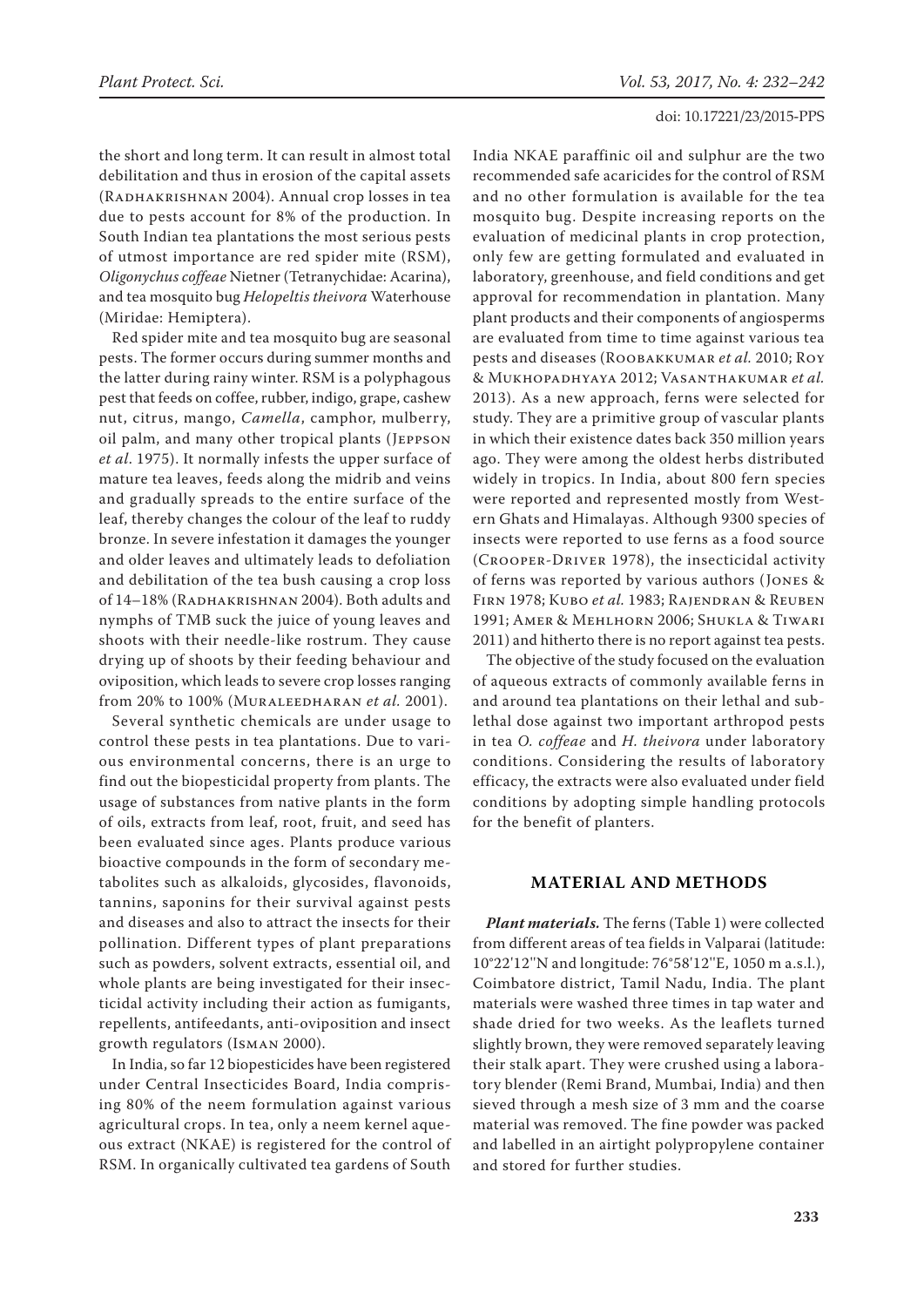the short and long term. It can result in almost total debilitation and thus in erosion of the capital assets (Radhakrishnan 2004). Annual crop losses in tea due to pests account for 8% of the production. In South Indian tea plantations the most serious pests of utmost importance are red spider mite (RSM), *Oligonychus coffeae* Nietner (Tetranychidae: Acarina), and tea mosquito bug *Helopeltis theivora* Waterhouse (Miridae: Hemiptera).

Red spider mite and tea mosquito bug are seasonal pests. The former occurs during summer months and the latter during rainy winter. RSM is a polyphagous pest that feeds on coffee, rubber, indigo, grape, cashew nut, citrus, mango, *Camella*, camphor, mulberry, oil palm, and many other tropical plants (Jeppson *et al*. 1975). It normally infests the upper surface of mature tea leaves, feeds along the midrib and veins and gradually spreads to the entire surface of the leaf, thereby changes the colour of the leaf to ruddy bronze. In severe infestation it damages the younger and older leaves and ultimately leads to defoliation and debilitation of the tea bush causing a crop loss of 14–18% (Radhakrishnan 2004). Both adults and nymphs of TMB suck the juice of young leaves and shoots with their needle-like rostrum. They cause drying up of shoots by their feeding behaviour and oviposition, which leads to severe crop losses ranging from 20% to 100% (Muraleedharan *et al.* 2001).

Several synthetic chemicals are under usage to control these pests in tea plantations. Due to various environmental concerns, there is an urge to find out the biopesticidal property from plants. The usage of substances from native plants in the form of oils, extracts from leaf, root, fruit, and seed has been evaluated since ages. Plants produce various bioactive compounds in the form of secondary metabolites such as alkaloids, glycosides, flavonoids, tannins, saponins for their survival against pests and diseases and also to attract the insects for their pollination. Different types of plant preparations such as powders, solvent extracts, essential oil, and whole plants are being investigated for their insecticidal activity including their action as fumigants, repellents, antifeedants, anti-oviposition and insect growth regulators (Isman 2000).

In India, so far 12 biopesticides have been registered under Central Insecticides Board, India comprising 80% of the neem formulation against various agricultural crops. In tea, only a neem kernel aqueous extract (NKAE) is registered for the control of RSM. In organically cultivated tea gardens of South India NKAE paraffinic oil and sulphur are the two recommended safe acaricides for the control of RSM and no other formulation is available for the tea mosquito bug. Despite increasing reports on the evaluation of medicinal plants in crop protection, only few are getting formulated and evaluated in laboratory, greenhouse, and field conditions and get approval for recommendation in plantation. Many plant products and their components of angiosperms are evaluated from time to time against various tea pests and diseases (Roobakkumar *et al.* 2010; Roy & Mukhopadhyaya 2012; Vasanthakumar *et al.* 2013). As a new approach, ferns were selected for study. They are a primitive group of vascular plants in which their existence dates back 350 million years ago. They were among the oldest herbs distributed widely in tropics. In India, about 800 fern species were reported and represented mostly from Western Ghats and Himalayas. Although 9300 species of insects were reported to use ferns as a food source (Crooper-Driver 1978), the insecticidal activity of ferns was reported by various authors (Jones & Firn 1978; Kubo *et al.* 1983; Rajendran & Reuben 1991; Amer & Mehlhorn 2006; Shukla & Tiwari 2011) and hitherto there is no report against tea pests.

The objective of the study focused on the evaluation of aqueous extracts of commonly available ferns in and around tea plantations on their lethal and sublethal dose against two important arthropod pests in tea *O. coffeae* and *H. theivora* under laboratory conditions. Considering the results of laboratory efficacy, the extracts were also evaluated under field conditions by adopting simple handling protocols for the benefit of planters.

## MATERIAL AND METHODS

***Plant materials.*** The ferns (Table 1) were collected from different areas of tea fields in Valparai (latitude: 10°22'12''N and longitude: 76°58'12''E, 1050 m a.s.l.), Coimbatore district, Tamil Nadu, India. The plant materials were washed three times in tap water and shade dried for two weeks. As the leaflets turned slightly brown, they were removed separately leaving their stalk apart. They were crushed using a laboratory blender (Remi Brand, Mumbai, India) and then sieved through a mesh size of 3 mm and the coarse material was removed. The fine powder was packed and labelled in an airtight polypropylene container and stored for further studies.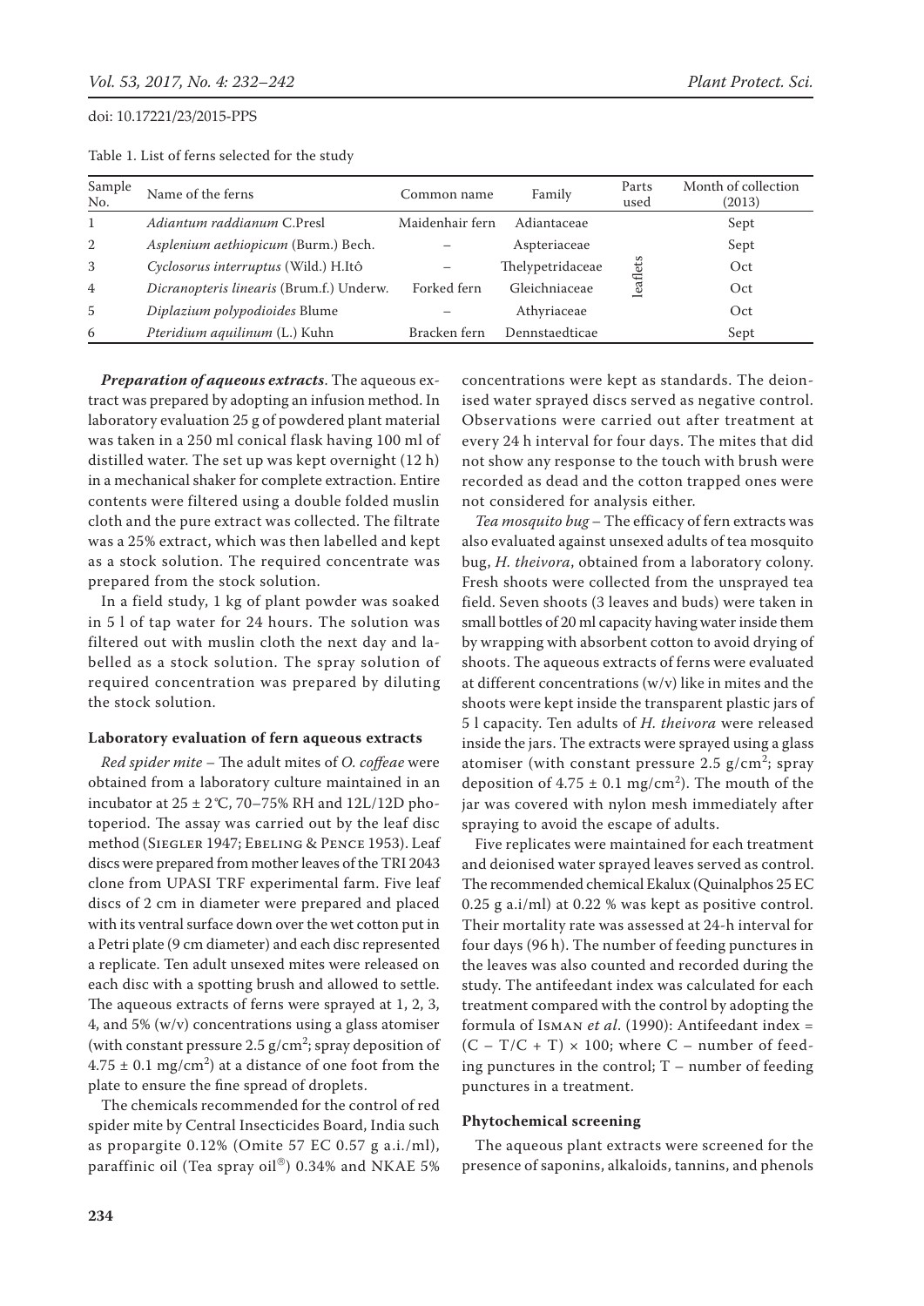Table 1. List of ferns selected for the study

| Sample No. | Name of the ferns | Common name | Family | Parts used | Month of collection (2013) |
|---|---|---|---|---|---|
| 1 | *Adiantum raddianum* C.Presl | Maidenhair fern | Adiantaceae | leaflets | Sept |
| 2 | *Asplenium aethiopicum* (Burm.) Bech. | – | Aspteriaceae | | Sept |
| 3 | *Cyclosorus interruptus* (Wild.) H.Itô | – | Thelypetridaceae | | Oct |
| 4 | *Dicranopteris linearis* (Brum.f.) Underw. | Forked fern | Gleichniaceae | | Oct |
| 5 | *Diplazium polypodioides* Blume | – | Athyriaceae | | Oct |
| 6 | *Pteridium aquilinum* (L.) Kuhn | Bracken fern | Dennstaedticae | | Sept |

***Preparation of aqueous extracts***. The aqueous extract was prepared by adopting an infusion method. In laboratory evaluation 25 g of powdered plant material was taken in a 250 ml conical flask having 100 ml of distilled water. The set up was kept overnight (12 h) in a mechanical shaker for complete extraction. Entire contents were filtered using a double folded muslin cloth and the pure extract was collected. The filtrate was a 25% extract, which was then labelled and kept as a stock solution. The required concentrate was prepared from the stock solution.

In a field study, 1 kg of plant powder was soaked in 5 l of tap water for 24 hours. The solution was filtered out with muslin cloth the next day and labelled as a stock solution. The spray solution of required concentration was prepared by diluting the stock solution.

### Laboratory evaluation of fern aqueous extracts

*Red spider mite* – The adult mites of *O. coffeae* were obtained from a laboratory culture maintained in an incubator at 25 ± 2°C, 70–75% RH and 12L/12D photoperiod. The assay was carried out by the leaf disc method (Siegler 1947; Ebeling & Pence 1953). Leaf discs were prepared from mother leaves of the TRI 2043 clone from UPASI TRF experimental farm. Five leaf discs of 2 cm in diameter were prepared and placed with its ventral surface down over the wet cotton put in a Petri plate (9 cm diameter) and each disc represented a replicate. Ten adult unsexed mites were released on each disc with a spotting brush and allowed to settle. The aqueous extracts of ferns were sprayed at 1, 2, 3, 4, and 5% (w/v) concentrations using a glass atomiser (with constant pressure 2.5 g/cm$^2$; spray deposition of 4.75 ± 0.1 mg/cm$^2$) at a distance of one foot from the plate to ensure the fine spread of droplets.

The chemicals recommended for the control of red spider mite by Central Insecticides Board, India such as propargite 0.12% (Omite 57 EC 0.57 g a.i./ml), paraffinic oil (Tea spray oil®) 0.34% and NKAE 5% concentrations were kept as standards. The deionised water sprayed discs served as negative control. Observations were carried out after treatment at every 24 h interval for four days. The mites that did not show any response to the touch with brush were recorded as dead and the cotton trapped ones were not considered for analysis either.

*Tea mosquito bug* – The efficacy of fern extracts was also evaluated against unsexed adults of tea mosquito bug, *H. theivora*, obtained from a laboratory colony. Fresh shoots were collected from the unsprayed tea field. Seven shoots (3 leaves and buds) were taken in small bottles of 20 ml capacity having water inside them by wrapping with absorbent cotton to avoid drying of shoots. The aqueous extracts of ferns were evaluated at different concentrations (w/v) like in mites and the shoots were kept inside the transparent plastic jars of 5 l capacity. Ten adults of *H. theivora* were released inside the jars. The extracts were sprayed using a glass atomiser (with constant pressure 2.5 g/cm$^2$; spray deposition of 4.75 ± 0.1 mg/cm$^2$). The mouth of the jar was covered with nylon mesh immediately after spraying to avoid the escape of adults.

Five replicates were maintained for each treatment and deionised water sprayed leaves served as control. The recommended chemical Ekalux (Quinalphos 25 EC 0.25 g a.i/ml) at 0.22 % was kept as positive control. Their mortality rate was assessed at 24-h interval for four days (96 h). The number of feeding punctures in the leaves was also counted and recorded during the study. The antifeedant index was calculated for each treatment compared with the control by adopting the formula of Isman *et al*. (1990): Antifeedant index = $(C - T/C + T) \times 100$; where C – number of feeding punctures in the control; T – number of feeding punctures in a treatment.

### Phytochemical screening

The aqueous plant extracts were screened for the presence of saponins, alkaloids, tannins, and phenols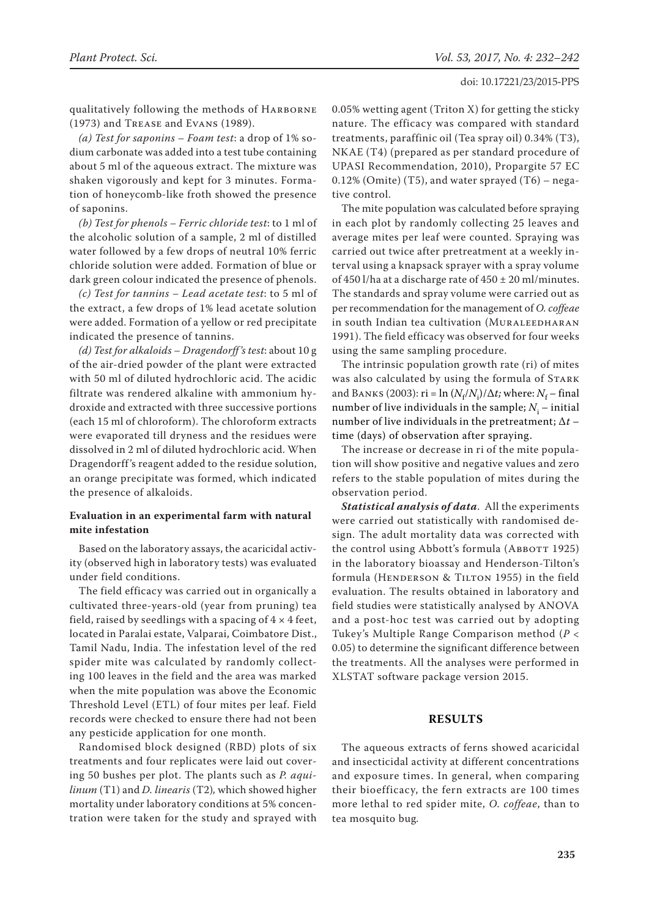qualitatively following the methods of Harborne (1973) and Trease and Evans (1989).

*(a) Test for saponins – Foam test*: a drop of 1% sodium carbonate was added into a test tube containing about 5 ml of the aqueous extract. The mixture was shaken vigorously and kept for 3 minutes. Formation of honeycomb-like froth showed the presence of saponins.

*(b) Test for phenols – Ferric chloride test*: to 1 ml of the alcoholic solution of a sample, 2 ml of distilled water followed by a few drops of neutral 10% ferric chloride solution were added. Formation of blue or dark green colour indicated the presence of phenols.

*(c) Test for tannins – Lead acetate test*: to 5 ml of the extract, a few drops of 1% lead acetate solution were added. Formation of a yellow or red precipitate indicated the presence of tannins.

*(d) Test for alkaloids – Dragendorff's test*: about 10 g of the air-dried powder of the plant were extracted with 50 ml of diluted hydrochloric acid. The acidic filtrate was rendered alkaline with ammonium hydroxide and extracted with three successive portions (each 15 ml of chloroform). The chloroform extracts were evaporated till dryness and the residues were dissolved in 2 ml of diluted hydrochloric acid. When Dragendorff's reagent added to the residue solution, an orange precipitate was formed, which indicated the presence of alkaloids.

**Evaluation in an experimental farm with natural mite infestation**

Based on the laboratory assays, the acaricidal activity (observed high in laboratory tests) was evaluated under field conditions.

The field efficacy was carried out in organically a cultivated three-years-old (year from pruning) tea field, raised by seedlings with a spacing of 4 × 4 feet, located in Paralai estate, Valparai, Coimbatore Dist., Tamil Nadu, India. The infestation level of the red spider mite was calculated by randomly collecting 100 leaves in the field and the area was marked when the mite population was above the Economic Threshold Level (ETL) of four mites per leaf. Field records were checked to ensure there had not been any pesticide application for one month.

Randomised block designed (RBD) plots of six treatments and four replicates were laid out covering 50 bushes per plot. The plants such as *P. aquilinum* (T1) and *D. linearis* (T2), which showed higher mortality under laboratory conditions at 5% concentration were taken for the study and sprayed with 0.05% wetting agent (Triton X) for getting the sticky nature. The efficacy was compared with standard treatments, paraffinic oil (Tea spray oil) 0.34% (T3), NKAE (T4) (prepared as per standard procedure of UPASI Recommendation, 2010), Propargite 57 EC 0.12% (Omite) (T5), and water sprayed (T6) – negative control.

The mite population was calculated before spraying in each plot by randomly collecting 25 leaves and average mites per leaf were counted. Spraying was carried out twice after pretreatment at a weekly interval using a knapsack sprayer with a spray volume of 450 l/ha at a discharge rate of 450 ± 20 ml/minutes. The standards and spray volume were carried out as per recommendation for the management of *O. coffeae* in south Indian tea cultivation (Muraleedharan 1991). The field efficacy was observed for four weeks using the same sampling procedure.

The intrinsic population growth rate (ri) of mites was also calculated by using the formula of Stark and Banks (2003): $ri = \ln (N_f/N_i)/\Delta t$; where: $N_f$ – final number of live individuals in the sample; $N_i$ – initial number of live individuals in the pretreatment; $\Delta t$ – time (days) of observation after spraying.

The increase or decrease in ri of the mite population will show positive and negative values and zero refers to the stable population of mites during the observation period.

***Statistical analysis of data***. All the experiments were carried out statistically with randomised design. The adult mortality data was corrected with the control using Abbott's formula (Abbott 1925) in the laboratory bioassay and Henderson-Tilton's formula (Henderson & Tilton 1955) in the field evaluation. The results obtained in laboratory and field studies were statistically analysed by ANOVA and a post-hoc test was carried out by adopting Tukey's Multiple Range Comparison method ($P < 0.05$) to determine the significant difference between the treatments. All the analyses were performed in XLSTAT software package version 2015.

## RESULTS

The aqueous extracts of ferns showed acaricidal and insecticidal activity at different concentrations and exposure times. In general, when comparing their bioefficacy, the fern extracts are 100 times more lethal to red spider mite, *O. coffeae*, than to tea mosquito bug.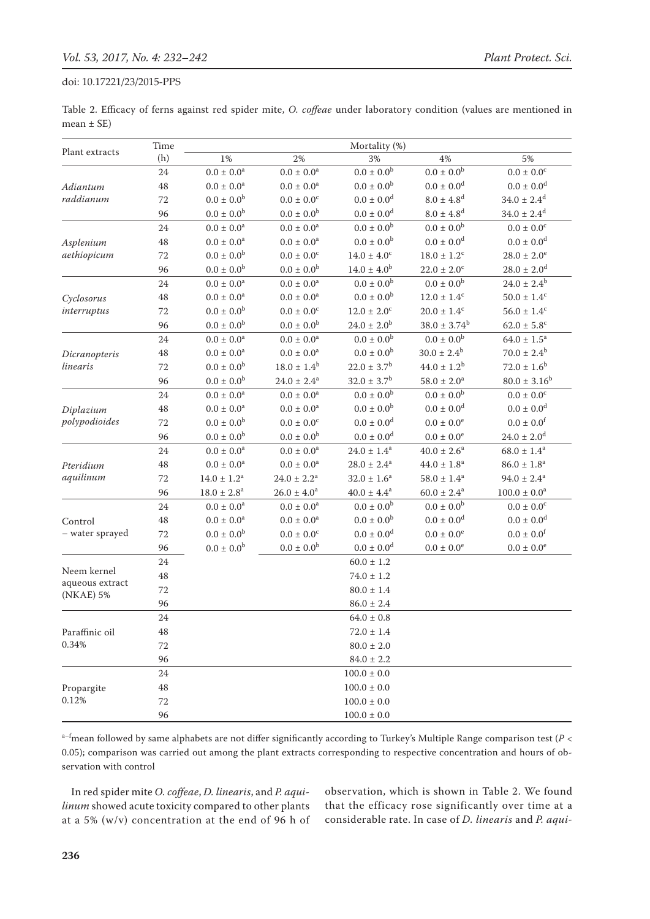Table 2. Efficacy of ferns against red spider mite, *O. coffeae* under laboratory condition (values are mentioned in mean ± SE)

| Plant extracts | Time (h) | Mortality (%) | | | | |
|---|---|---|---|---|---|---|
| | | 1% | 2% | 3% | 4% | 5% |
| *Adiantum raddianum* | 24 | 0.0 ± 0.0[a] | 0.0 ± 0.0[a] | 0.0 ± 0.0[b] | 0.0 ± 0.0[b] | 0.0 ± 0.0[c] |
| | 48 | 0.0 ± 0.0[a] | 0.0 ± 0.0[a] | 0.0 ± 0.0[b] | 0.0 ± 0.0[d] | 0.0 ± 0.0[d] |
| | 72 | 0.0 ± 0.0[b] | 0.0 ± 0.0[c] | 0.0 ± 0.0[d] | 8.0 ± 4.8[d] | 34.0 ± 2.4[d] |
| | 96 | 0.0 ± 0.0[b] | 0.0 ± 0.0[b] | 0.0 ± 0.0[d] | 8.0 ± 4.8[d] | 34.0 ± 2.4[d] |
| *Asplenium aethiopicum* | 24 | 0.0 ± 0.0[a] | 0.0 ± 0.0[a] | 0.0 ± 0.0[b] | 0.0 ± 0.0[b] | 0.0 ± 0.0[c] |
| | 48 | 0.0 ± 0.0[a] | 0.0 ± 0.0[a] | 0.0 ± 0.0[b] | 0.0 ± 0.0[d] | 0.0 ± 0.0[d] |
| | 72 | 0.0 ± 0.0[b] | 0.0 ± 0.0[c] | 14.0 ± 4.0[c] | 18.0 ± 1.2[c] | 28.0 ± 2.0[e] |
| | 96 | 0.0 ± 0.0[b] | 0.0 ± 0.0[b] | 14.0 ± 4.0[b] | 22.0 ± 2.0[c] | 28.0 ± 2.0[d] |
| *Cyclosorus interruptus* | 24 | 0.0 ± 0.0[a] | 0.0 ± 0.0[a] | 0.0 ± 0.0[b] | 0.0 ± 0.0[b] | 24.0 ± 2.4[b] |
| | 48 | 0.0 ± 0.0[a] | 0.0 ± 0.0[a] | 0.0 ± 0.0[b] | 12.0 ± 1.4[c] | 50.0 ± 1.4[c] |
| | 72 | 0.0 ± 0.0[b] | 0.0 ± 0.0[c] | 12.0 ± 2.0[c] | 20.0 ± 1.4[c] | 56.0 ± 1.4[c] |
| | 96 | 0.0 ± 0.0[b] | 0.0 ± 0.0[b] | 24.0 ± 2.0[b] | 38.0 ± 3.74[b] | 62.0 ± 5.8[c] |
| *Dicranopteris linearis* | 24 | 0.0 ± 0.0[a] | 0.0 ± 0.0[a] | 0.0 ± 0.0[b] | 0.0 ± 0.0[b] | 64.0 ± 1.5[a] |
| | 48 | 0.0 ± 0.0[a] | 0.0 ± 0.0[a] | 0.0 ± 0.0[b] | 30.0 ± 2.4[b] | 70.0 ± 2.4[b] |
| | 72 | 0.0 ± 0.0[b] | 18.0 ± 1.4[b] | 22.0 ± 3.7[b] | 44.0 ± 1.2[b] | 72.0 ± 1.6[b] |
| | 96 | 0.0 ± 0.0[b] | 24.0 ± 2.4[a] | 32.0 ± 3.7[b] | 58.0 ± 2.0[a] | 80.0 ± 3.16[b] |
| *Diplazium polypodioides* | 24 | 0.0 ± 0.0[a] | 0.0 ± 0.0[a] | 0.0 ± 0.0[b] | 0.0 ± 0.0[b] | 0.0 ± 0.0[c] |
| | 48 | 0.0 ± 0.0[a] | 0.0 ± 0.0[a] | 0.0 ± 0.0[b] | 0.0 ± 0.0[d] | 0.0 ± 0.0[d] |
| | 72 | 0.0 ± 0.0[b] | 0.0 ± 0.0[c] | 0.0 ± 0.0[d] | 0.0 ± 0.0[e] | 0.0 ± 0.0[f] |
| | 96 | 0.0 ± 0.0[b] | 0.0 ± 0.0[b] | 0.0 ± 0.0[d] | 0.0 ± 0.0[e] | 24.0 ± 2.0[d] |
| *Pteridium aquilinum* | 24 | 0.0 ± 0.0[a] | 0.0 ± 0.0[a] | 24.0 ± 1.4[a] | 40.0 ± 2.6[a] | 68.0 ± 1.4[a] |
| | 48 | 0.0 ± 0.0[a] | 0.0 ± 0.0[a] | 28.0 ± 2.4[a] | 44.0 ± 1.8[a] | 86.0 ± 1.8[a] |
| | 72 | 14.0 ± 1.2[a] | 24.0 ± 2.2[a] | 32.0 ± 1.6[a] | 58.0 ± 1.4[a] | 94.0 ± 2.4[a] |
| | 96 | 18.0 ± 2.8[a] | 26.0 ± 4.0[a] | 40.0 ± 4.4[a] | 60.0 ± 2.4[a] | 100.0 ± 0.0[a] |
| Control – water sprayed | 24 | 0.0 ± 0.0[a] | 0.0 ± 0.0[a] | 0.0 ± 0.0[b] | 0.0 ± 0.0[b] | 0.0 ± 0.0[c] |
| | 48 | 0.0 ± 0.0[a] | 0.0 ± 0.0[a] | 0.0 ± 0.0[b] | 0.0 ± 0.0[d] | 0.0 ± 0.0[d] |
| | 72 | 0.0 ± 0.0[b] | 0.0 ± 0.0[c] | 0.0 ± 0.0[d] | 0.0 ± 0.0[e] | 0.0 ± 0.0[f] |
| | 96 | 0.0 ± 0.0[b] | 0.0 ± 0.0[b] | 0.0 ± 0.0[d] | 0.0 ± 0.0[e] | 0.0 ± 0.0[e] |
| Neem kernel aqueous extract (NKAE) 5% | 24 | | | 60.0 ± 1.2 | | |
| | 48 | | | 74.0 ± 1.2 | | |
| | 72 | | | 80.0 ± 1.4 | | |
| | 96 | | | 86.0 ± 2.4 | | |
| Paraffinic oil 0.34% | 24 | | | 64.0 ± 0.8 | | |
| | 48 | | | 72.0 ± 1.4 | | |
| | 72 | | | 80.0 ± 2.0 | | |
| | 96 | | | 84.0 ± 2.2 | | |
| Propargite 0.12% | 24 | | | 100.0 ± 0.0 | | |
| | 48 | | | 100.0 ± 0.0 | | |
| | 72 | | | 100.0 ± 0.0 | | |
| | 96 | | | 100.0 ± 0.0 | | |

[a–f]mean followed by same alphabets are not differ significantly according to Turkey's Multiple Range comparison test ($P < 0.05$); comparison was carried out among the plant extracts corresponding to respective concentration and hours of observation with control

In red spider mite *O. coffeae*, *D. linearis*, and *P. aquilinum* showed acute toxicity compared to other plants at a 5% (w/v) concentration at the end of 96 h of observation, which is shown in Table 2. We found that the efficacy rose significantly over time at a considerable rate. In case of *D. linearis* and *P. aqui-*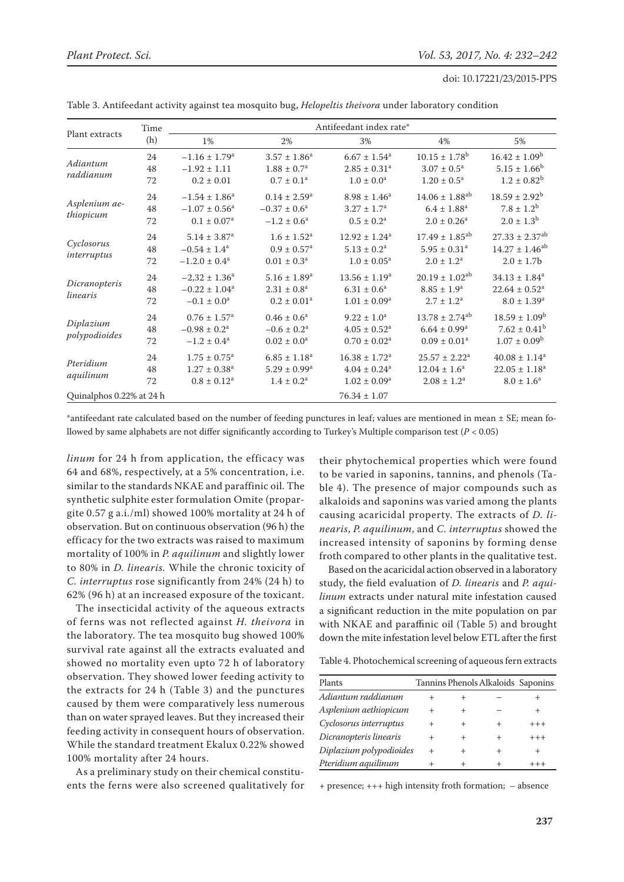Table 3. Antifeedant activity against tea mosquito bug, *Helopeltis theivora* under laboratory condition

| Plant extracts | Time (h) | Antifeedant index rate* | | | | |
|---|---|---|---|---|---|---|
| | | 1% | 2% | 3% | 4% | 5% |
| *Adiantum raddianum* | 24 | −1.16 ± 1.79[a] | 3.57 ± 1.86[a] | 6.67 ± 1.54[a] | 10.15 ± 1.78[b] | 16.42 ± 1.09[b] |
| | 48 | −1.92 ± 1.11 | 1.88 ± 0.7[a] | 2.85 ± 0.31[a] | 3.07 ± 0.5[a] | 5.15 ± 1.66[b] |
| | 72 | 0.2 ± 0.01 | 0.7 ± 0.1[a] | 1.0 ± 0.0[a] | 1.20 ± 0.5[a] | 1.2 ± 0.82[b] |
| *Asplenium aethiopicum* | 24 | −1.54 ± 1.86[a] | 0.14 ± 2.59[a] | 8.98 ± 1.46[a] | 14.06 ± 1.88[ab] | 18.59 ± 2.92[b] |
| | 48 | −1.07 ± 0.56[a] | −0.37 ± 0.6[a] | 3.27 ± 1.7[a] | 6.4 ± 1.88[a] | 7.8 ± 1.2[b] |
| | 72 | 0.1 ± 0.07[a] | −1.2 ± 0.6[a] | 0.5 ± 0.2[a] | 2.0 ± 0.26[a] | 2.0 ± 1.3[b] |
| *Cyclosorus interruptus* | 24 | 5.14 ± 3.87[a] | 1.6 ± 1.52[a] | 12.92 ± 1.24[a] | 17.49 ± 1.85[ab] | 27.33 ± 2.37[ab] |
| | 48 | −0.54 ± 1.4[a] | 0.9 ± 0.57[a] | 5.13 ± 0.2[a] | 5.95 ± 0.31[a] | 14.27 ± 1.46[ab] |
| | 72 | −1.2.0 ± 0.4[a] | 0.01 ± 0.3[a] | 1.0 ± 0.05[a] | 2.0 ± 1.2[a] | 2.0 ± 1.7b |
| *Dicranopteris linearis* | 24 | −2,32 ± 1.36[a] | 5.16 ± 1.89[a] | 13.56 ± 1.19[a] | 20.19 ± 1.02[ab] | 34.13 ± 1.84[a] |
| | 48 | −0.22 ± 1.04[a] | 2.31 ± 0.8[a] | 6.31 ± 0.6[a] | 8.85 ± 1.9[a] | 22.64 ± 0.52[a] |
| | 72 | −0.1 ± 0.0[a] | 0.2 ± 0.01[a] | 1.01 ± 0.09[a] | 2.7 ± 1.2[a] | 8.0 ± 1.39[a] |
| *Diplazium polypodioides* | 24 | 0.76 ± 1.57[a] | 0.46 ± 0.6[a] | 9.22 ± 1.0[a] | 13.78 ± 2.74[ab] | 18.59 ± 1.09[b] |
| | 48 | −0.98 ± 0.2[a] | −0.6 ± 0.2[a] | 4.05 ± 0.52[a] | 6.64 ± 0.99[a] | 7.62 ± 0.41[b] |
| | 72 | −1.2 ± 0.4[a] | 0.02 ± 0.0[a] | 0.70 ± 0.02[a] | 0.09 ± 0.01[a] | 1.07 ± 0.09[b] |
| *Pteridium aquilinum* | 24 | 1.75 ± 0.75[a] | 6.85 ± 1.18[a] | 16.38 ± 1.72[a] | 25.57 ± 2.22[a] | 40.08 ± 1.14[a] |
| | 48 | 1.27 ± 0.38[a] | 5.29 ± 0.99[a] | 4.04 ± 0.24[a] | 12.04 ± 1.6[a] | 22.05 ± 1.18[a] |
| | 72 | 0.8 ± 0.12[a] | 1.4 ± 0.2[a] | 1.02 ± 0.09[a] | 2.08 ± 1.2[a] | 8.0 ± 1.6[a] |
| Quinalphos 0.22% at 24 h | | | | 76.34 ± 1.07 | | |

*antifeedant rate calculated based on the number of feeding punctures in leaf; values are mentioned in mean ± SE; mean followed by same alphabets are not differ significantly according to Turkey's Multiple comparison test ($P < 0.05$)

*linum* for 24 h from application, the efficacy was 64 and 68%, respectively, at a 5% concentration, i.e. similar to the standards NKAE and paraffinic oil. The synthetic sulphite ester formulation Omite (propargite 0.57 g a.i./ml) showed 100% mortality at 24 h of observation. But on continuous observation (96 h) the efficacy for the two extracts was raised to maximum mortality of 100% in *P. aquilinum* and slightly lower to 80% in *D. linearis.* While the chronic toxicity of *C. interruptus* rose significantly from 24% (24 h) to 62% (96 h) at an increased exposure of the toxicant.

The insecticidal activity of the aqueous extracts of ferns was not reflected against *H. theivora* in the laboratory. The tea mosquito bug showed 100% survival rate against all the extracts evaluated and showed no mortality even upto 72 h of laboratory observation. They showed lower feeding activity to the extracts for 24 h (Table 3) and the punctures caused by them were comparatively less numerous than on water sprayed leaves. But they increased their feeding activity in consequent hours of observation. While the standard treatment Ekalux 0.22% showed 100% mortality after 24 hours.

As a preliminary study on their chemical constituents the ferns were also screened qualitatively for their phytochemical properties which were found to be varied in saponins, tannins, and phenols (Table 4). The presence of major compounds such as alkaloids and saponins was varied among the plants causing acaricidal property. The extracts of *D. linearis*, *P. aquilinum*, and *C. interruptus* showed the increased intensity of saponins by forming dense froth compared to other plants in the qualitative test.

Based on the acaricidal action observed in a laboratory study, the field evaluation of *D. linearis* and *P. aquilinum* extracts under natural mite infestation caused a significant reduction in the mite population on par with NKAE and paraffinic oil (Table 5) and brought down the mite infestation level below ETL after the first

Table 4. Photochemical screening of aqueous fern extracts

| Plants | Tannins | Phenols | Alkaloids | Saponins |
|---|---|---|---|---|
| *Adiantum raddianum* | + | + | – | + |
| *Asplenium aethiopicum* | + | + | – | + |
| *Cyclosorus interruptus* | + | + | + | +++ |
| *Dicranopteris linearis* | + | + | + | +++ |
| *Diplazium polypodioides* | + | + | + | + |
| *Pteridium aquilinum* | + | + | + | +++ |

+ presence; +++ high intensity froth formation; – absence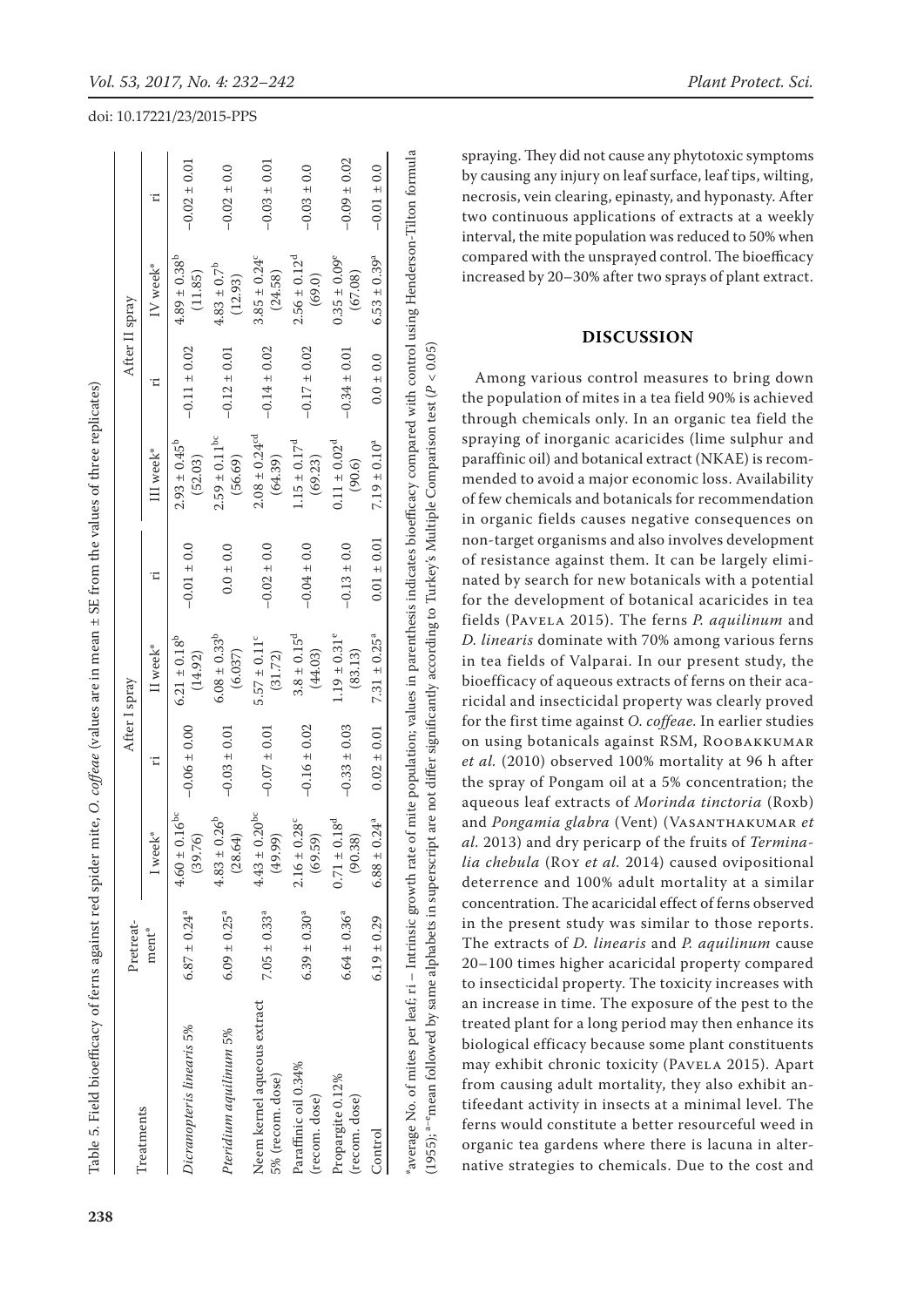Table 5. Field bioefficacy of ferns against red spider mite, *O. coffeae* (values are in mean ± SE from the values of three replicates)

| Treatments | Pretreatment* | After I spray | | | | After II spray | | | |
|---|---|---|---|---|---|---|---|---|---|
| | | I week* | ri | II week* | ri | III week* | ri | IV week* | ri |
| *Dicranopteris linearis* 5% | 6.87 ± 0.24$^a$ | 4.60 ± 0.16$^{bc}$ (39.76) | –0.06 ± 0.00 | 6.21 ± 0.18$^b$ (14.92) | –0.01 ± 0.0 | 2.93 ± 0.45$^b$ (52.03) | –0.11 ± 0.02 | 4.89 ± 0.38$^b$ (11.85) | –0.02 ± 0.01 |
| *Pteridium aquilinum* 5% | 6.09 ± 0.25$^a$ | 4.83 ± 0.26$^b$ (28.64) | –0.03 ± 0.01 | 6.08 ± 0.33$^b$ (6.037) | 0.0 ± 0.0 | 2.59 ± 0.11$^{bc}$ (56.69) | –0.12 ± 0.01 | 4.83 ± 0.7$^b$ (12.93) | –0.02 ± 0.0 |
| Neem kernel aqueous extract 5% (recom. dose) | 7.05 ± 0.33$^a$ | 4.43 ± 0.20$^{bc}$ (49.99) | –0.07 ± 0.01 | 5.57 ± 0.11$^c$ (31.72) | –0.02 ± 0.0 | 2.08 ± 0.24$^{cd}$ (64.39) | –0.14 ± 0.02 | 3.85 ± 0.24$^c$ (24.58) | –0.03 ± 0.01 |
| Paraffinic oil 0.34% (recom. dose) | 6.39 ± 0.30$^a$ | 2.16 ± 0.28$^c$ (69.59) | –0.16 ± 0.02 | 3.8 ± 0.15$^d$ (44.03) | –0.04 ± 0.0 | 1.15 ± 0.17$^d$ (69.23) | –0.17 ± 0.02 | 2.56 ± 0.12$^d$ (69.0) | –0.03 ± 0.0 |
| Propargite 0.12% (recom. dose) | 6.64 ± 0.36$^a$ | 0.71 ± 0.18$^d$ (90.38) | –0.33 ± 0.03 | 1.19 ± 0.31$^e$ (83.13) | –0.13 ± 0.0 | 0.11 ± 0.02$^d$ (90.6) | –0.34 ± 0.01 | 0.35 ± 0.09$^e$ (67.08) | –0.09 ± 0.02 |
| Control | 6.19 ± 0.29 | 6.88 ± 0.24$^a$ | 0.02 ± 0.01 | 7.31 ± 0.25$^a$ | 0.01 ± 0.01 | 7.19 ± 0.10$^a$ | 0.0 ± 0.0 | 6.53 ± 0.39$^a$ | –0.01 ± 0.0 |

*average No. of mites per leaf; ri – Intrinsic growth rate of mite population; values in parenthesis indicates bioefficacy compared with control using Henderson-Tilton formula (1955); $^{a–e}$mean followed by same alphabets in superscript are not differ significantly according to Turkey's Multiple Comparison test ($P < 0.05$)

spraying. They did not cause any phytotoxic symptoms by causing any injury on leaf surface, leaf tips, wilting, necrosis, vein clearing, epinasty, and hyponasty. After two continuous applications of extracts at a weekly interval, the mite population was reduced to 50% when compared with the unsprayed control. The bioefficacy increased by 20–30% after two sprays of plant extract.

## DISCUSSION

Among various control measures to bring down the population of mites in a tea field 90% is achieved through chemicals only. In an organic tea field the spraying of inorganic acaricides (lime sulphur and paraffinic oil) and botanical extract (NKAE) is recommended to avoid a major economic loss. Availability of few chemicals and botanicals for recommendation in organic fields causes negative consequences on non-target organisms and also involves development of resistance against them. It can be largely eliminated by search for new botanicals with a potential for the development of botanical acaricides in tea fields (Pavela 2015). The ferns *P. aquilinum* and *D. linearis* dominate with 70% among various ferns in tea fields of Valparai. In our present study, the bioefficacy of aqueous extracts of ferns on their acaricidal and insecticidal property was clearly proved for the first time against *O. coffeae.* In earlier studies on using botanicals against RSM, Roobakkumar *et al.* (2010) observed 100% mortality at 96 h after the spray of Pongam oil at a 5% concentration; the aqueous leaf extracts of *Morinda tinctoria* (Roxb) and *Pongamia glabra* (Vent) (Vasanthakumar *et al.* 2013) and dry pericarp of the fruits of *Terminalia chebula* (Roy *et al.* 2014) caused ovipositional deterrence and 100% adult mortality at a similar concentration. The acaricidal effect of ferns observed in the present study was similar to those reports. The extracts of *D. linearis* and *P. aquilinum* cause 20–100 times higher acaricidal property compared to insecticidal property. The toxicity increases with an increase in time. The exposure of the pest to the treated plant for a long period may then enhance its biological efficacy because some plant constituents may exhibit chronic toxicity (Pavela 2015). Apart from causing adult mortality, they also exhibit antifeedant activity in insects at a minimal level. The ferns would constitute a better resourceful weed in organic tea gardens where there is lacuna in alternative strategies to chemicals. Due to the cost and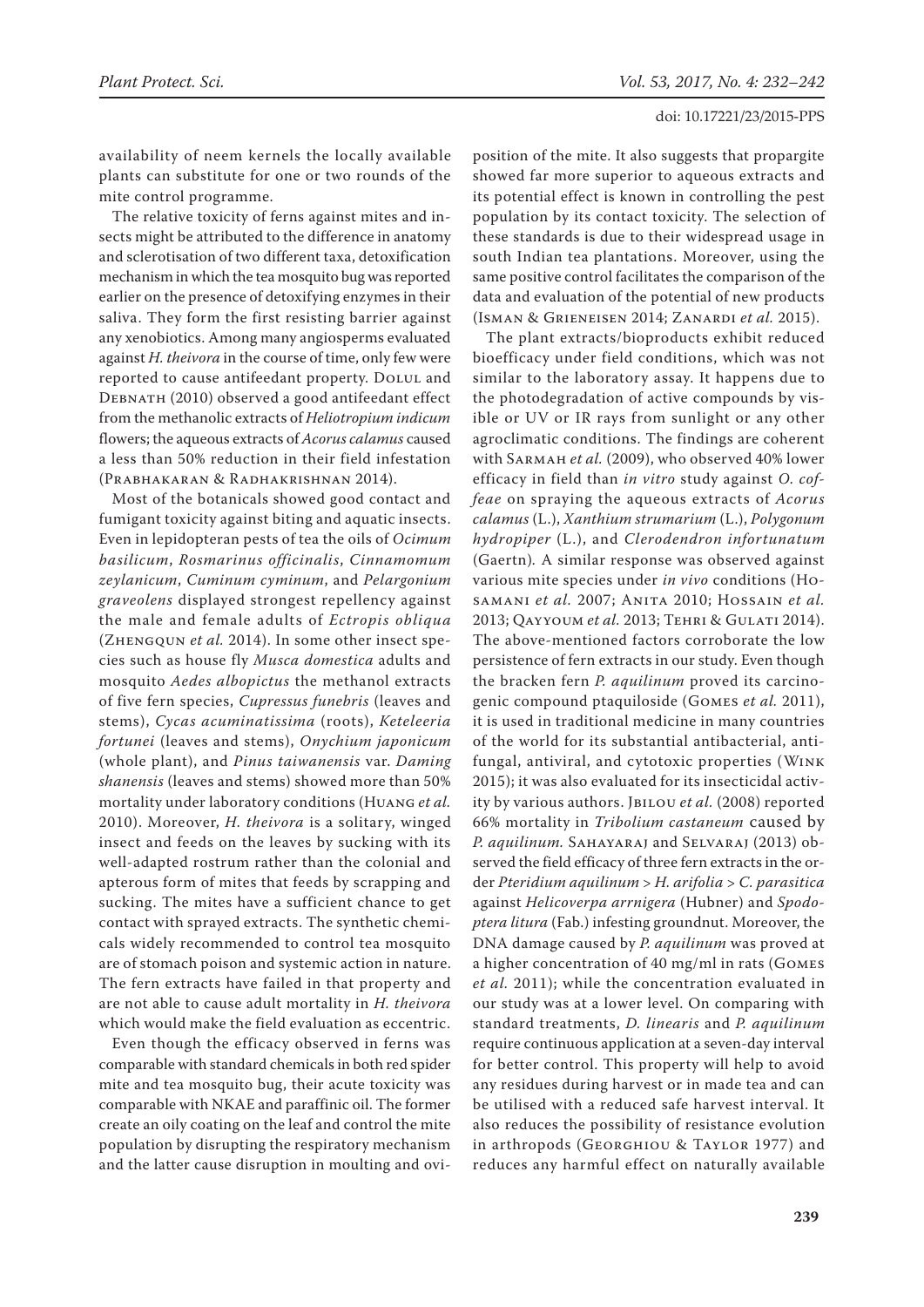availability of neem kernels the locally available plants can substitute for one or two rounds of the mite control programme.

The relative toxicity of ferns against mites and insects might be attributed to the difference in anatomy and sclerotisation of two different taxa, detoxification mechanism in which the tea mosquito bug was reported earlier on the presence of detoxifying enzymes in their saliva. They form the first resisting barrier against any xenobiotics. Among many angiosperms evaluated against *H. theivora* in the course of time, only few were reported to cause antifeedant property. Dolul and Debnath (2010) observed a good antifeedant effect from the methanolic extracts of *Heliotropium indicum* flowers; the aqueous extracts of *Acorus calamus* caused a less than 50% reduction in their field infestation (Prabhakaran & Radhakrishnan 2014).

Most of the botanicals showed good contact and fumigant toxicity against biting and aquatic insects. Even in lepidopteran pests of tea the oils of *Ocimum basilicum*, *Rosmarinus officinalis*, *Cinnamomum zeylanicum*, *Cuminum cyminum*, and *Pelargonium graveolens* displayed strongest repellency against the male and female adults of *Ectropis obliqua* (Zhengqun *et al.* 2014). In some other insect species such as house fly *Musca domestica* adults and mosquito *Aedes albopictus* the methanol extracts of five fern species, *Cupressus funebris* (leaves and stems), *Cycas acuminatissima* (roots), *Keteleeria fortunei* (leaves and stems), *Onychium japonicum* (whole plant), and *Pinus taiwanensis* var. *Daming shanensis* (leaves and stems) showed more than 50% mortality under laboratory conditions (Huang *et al.* 2010). Moreover, *H. theivora* is a solitary, winged insect and feeds on the leaves by sucking with its well-adapted rostrum rather than the colonial and apterous form of mites that feeds by scrapping and sucking. The mites have a sufficient chance to get contact with sprayed extracts. The synthetic chemicals widely recommended to control tea mosquito are of stomach poison and systemic action in nature. The fern extracts have failed in that property and are not able to cause adult mortality in *H. theivora* which would make the field evaluation as eccentric.

Even though the efficacy observed in ferns was comparable with standard chemicals in both red spider mite and tea mosquito bug, their acute toxicity was comparable with NKAE and paraffinic oil. The former create an oily coating on the leaf and control the mite population by disrupting the respiratory mechanism and the latter cause disruption in moulting and oviposition of the mite. It also suggests that propargite showed far more superior to aqueous extracts and its potential effect is known in controlling the pest population by its contact toxicity. The selection of these standards is due to their widespread usage in south Indian tea plantations. Moreover, using the same positive control facilitates the comparison of the data and evaluation of the potential of new products (Isman & Grieneisen 2014; Zanardi *et al.* 2015).

The plant extracts/bioproducts exhibit reduced bioefficacy under field conditions, which was not similar to the laboratory assay. It happens due to the photodegradation of active compounds by visible or UV or IR rays from sunlight or any other agroclimatic conditions. The findings are coherent with Sarmah *et al.* (2009), who observed 40% lower efficacy in field than *in vitro* study against *O. coffeae* on spraying the aqueous extracts of *Acorus calamus* (L.), *Xanthium strumarium* (L.), *Polygonum hydropiper* (L.), and *Clerodendron infortunatum* (Gaertn). A similar response was observed against various mite species under *in vivo* conditions (Hosamani *et al.* 2007; Anita 2010; Hossain *et al.* 2013; Qayyoum *et al.* 2013; Tehri & Gulati 2014). The above-mentioned factors corroborate the low persistence of fern extracts in our study. Even though the bracken fern *P. aquilinum* proved its carcinogenic compound ptaquiloside (Gomes *et al.* 2011), it is used in traditional medicine in many countries of the world for its substantial antibacterial, antifungal, antiviral, and cytotoxic properties (Wink 2015); it was also evaluated for its insecticidal activity by various authors. Jbilou *et al.* (2008) reported 66% mortality in *Tribolium castaneum* caused by *P. aquilinum.* Sahayaraj and Selvaraj (2013) observed the field efficacy of three fern extracts in the order *Pteridium aquilinum* > *H. arifolia* > *C. parasitica* against *Helicoverpa arrnigera* (Hubner) and *Spodoptera litura* (Fab.) infesting groundnut. Moreover, the DNA damage caused by *P. aquilinum* was proved at a higher concentration of 40 mg/ml in rats (Gomes *et al.* 2011); while the concentration evaluated in our study was at a lower level. On comparing with standard treatments, *D. linearis* and *P. aquilinum* require continuous application at a seven-day interval for better control. This property will help to avoid any residues during harvest or in made tea and can be utilised with a reduced safe harvest interval. It also reduces the possibility of resistance evolution in arthropods (Georghiou & Taylor 1977) and reduces any harmful effect on naturally available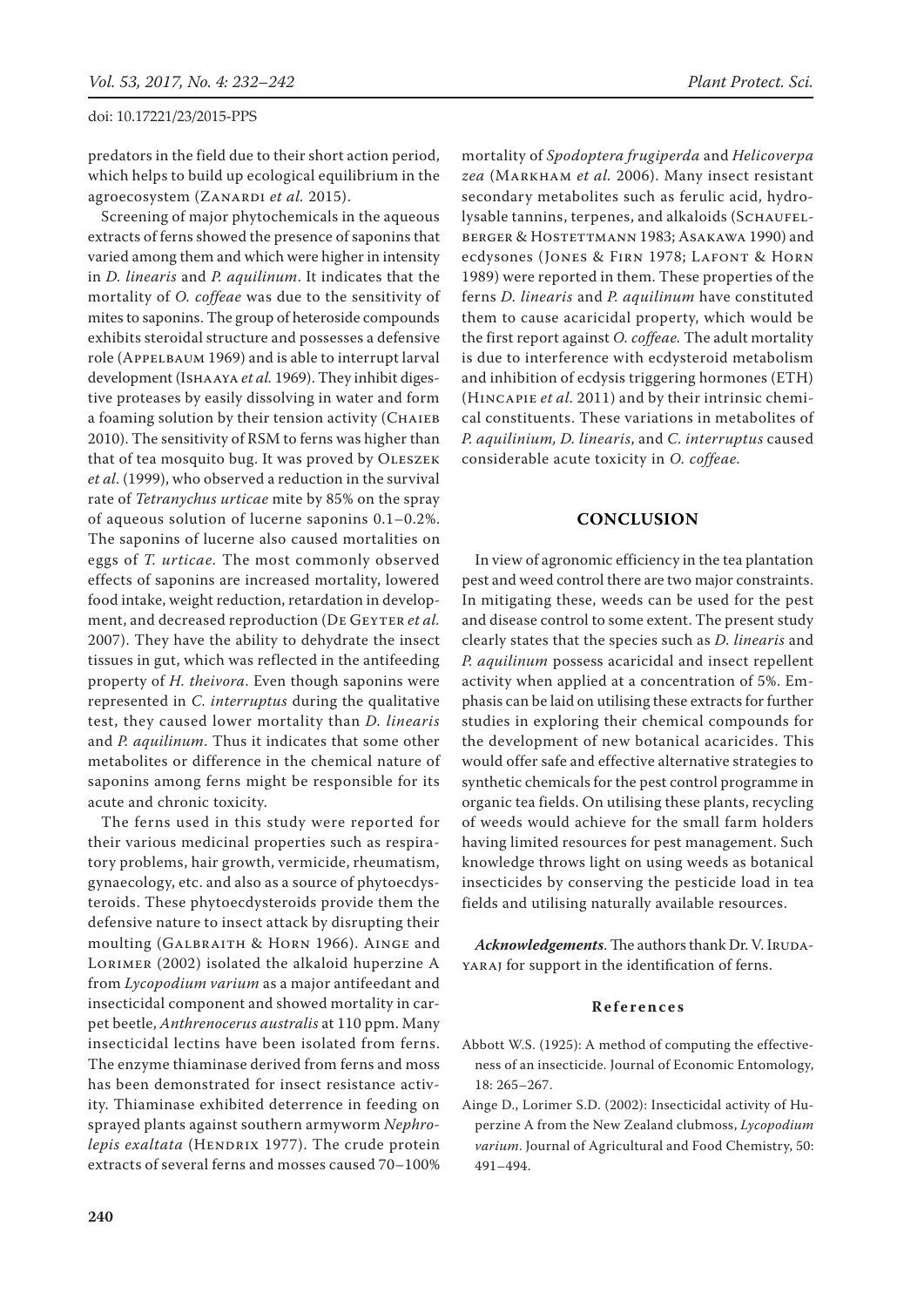predators in the field due to their short action period, which helps to build up ecological equilibrium in the agroecosystem (Zanardi *et al.* 2015).

Screening of major phytochemicals in the aqueous extracts of ferns showed the presence of saponins that varied among them and which were higher in intensity in *D. linearis* and *P. aquilinum*. It indicates that the mortality of *O. coffeae* was due to the sensitivity of mites to saponins. The group of heteroside compounds exhibits steroidal structure and possesses a defensive role (Appelbaum 1969) and is able to interrupt larval development (Ishaaya *et al.* 1969). They inhibit digestive proteases by easily dissolving in water and form a foaming solution by their tension activity (Chaieb 2010). The sensitivity of RSM to ferns was higher than that of tea mosquito bug. It was proved by Oleszek *et al.* (1999), who observed a reduction in the survival rate of *Tetranychus urticae* mite by 85% on the spray of aqueous solution of lucerne saponins 0.1–0.2%. The saponins of lucerne also caused mortalities on eggs of *T. urticae*. The most commonly observed effects of saponins are increased mortality, lowered food intake, weight reduction, retardation in development, and decreased reproduction (De Geyter *et al.* 2007). They have the ability to dehydrate the insect tissues in gut, which was reflected in the antifeeding property of *H. theivora*. Even though saponins were represented in *C. interruptus* during the qualitative test, they caused lower mortality than *D. linearis* and *P. aquilinum*. Thus it indicates that some other metabolites or difference in the chemical nature of saponins among ferns might be responsible for its acute and chronic toxicity.

The ferns used in this study were reported for their various medicinal properties such as respiratory problems, hair growth, vermicide, rheumatism, gynaecology, etc. and also as a source of phytoecdysteroids. These phytoecdysteroids provide them the defensive nature to insect attack by disrupting their moulting (Galbraith & Horn 1966). Ainge and Lorimer (2002) isolated the alkaloid huperzine A from *Lycopodium varium* as a major antifeedant and insecticidal component and showed mortality in carpet beetle, *Anthrenocerus australis* at 110 ppm. Many insecticidal lectins have been isolated from ferns. The enzyme thiaminase derived from ferns and moss has been demonstrated for insect resistance activity. Thiaminase exhibited deterrence in feeding on sprayed plants against southern armyworm *Nephrolepis exaltata* (Hendrix 1977). The crude protein extracts of several ferns and mosses caused 70–100% mortality of *Spodoptera frugiperda* and *Helicoverpa zea* (Markham *et al.* 2006). Many insect resistant secondary metabolites such as ferulic acid, hydrolysable tannins, terpenes, and alkaloids (Schaufelberger & Hostettmann 1983; Asakawa 1990) and ecdysones (Jones & Firn 1978; Lafont & Horn 1989) were reported in them. These properties of the ferns *D. linearis* and *P. aquilinum* have constituted them to cause acaricidal property, which would be the first report against *O. coffeae.* The adult mortality is due to interference with ecdysteroid metabolism and inhibition of ecdysis triggering hormones (ETH) (Hincapie *et al.* 2011) and by their intrinsic chemical constituents. These variations in metabolites of *P. aquilinium, D. linearis*, and *C. interruptus* caused considerable acute toxicity in *O. coffeae.*

## CONCLUSION

In view of agronomic efficiency in the tea plantation pest and weed control there are two major constraints. In mitigating these, weeds can be used for the pest and disease control to some extent. The present study clearly states that the species such as *D. linearis* and *P. aquilinum* possess acaricidal and insect repellent activity when applied at a concentration of 5%. Emphasis can be laid on utilising these extracts for further studies in exploring their chemical compounds for the development of new botanical acaricides. This would offer safe and effective alternative strategies to synthetic chemicals for the pest control programme in organic tea fields. On utilising these plants, recycling of weeds would achieve for the small farm holders having limited resources for pest management. Such knowledge throws light on using weeds as botanical insecticides by conserving the pesticide load in tea fields and utilising naturally available resources.

***Acknowledgements***. The authors thank Dr. V. Irudayaraj for support in the identification of ferns.

### References

Abbott W.S. (1925): A method of computing the effectiveness of an insecticide. Journal of Economic Entomology, 18: 265–267.

Ainge D., Lorimer S.D. (2002): Insecticidal activity of Huperzine A from the New Zealand clubmoss, *Lycopodium varium*. Journal of Agricultural and Food Chemistry, 50: 491–494.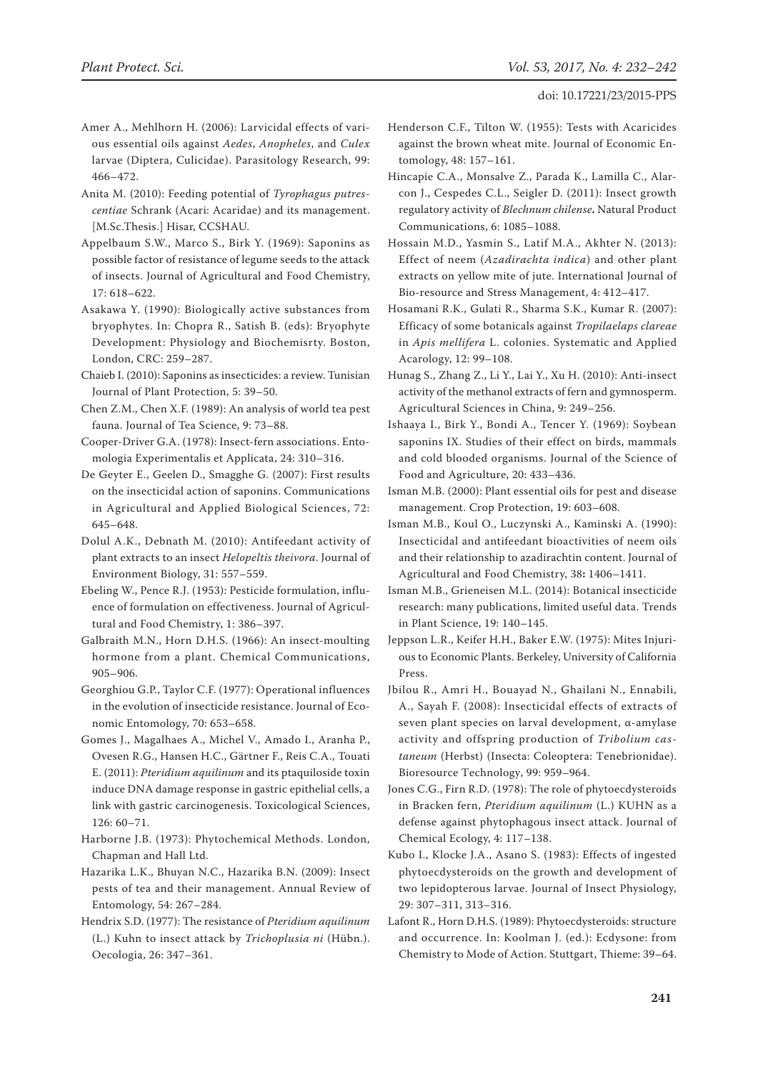Amer A., Mehlhorn H. (2006): Larvicidal effects of various essential oils against *Aedes*, *Anopheles*, and *Culex* larvae (Diptera, Culicidae). Parasitology Research, 99: 466–472.

Anita M. (2010): Feeding potential of *Tyrophagus putrescentiae* Schrank (Acari: Acaridae) and its management. [M.Sc.Thesis.] Hisar, CCSHAU.

Appelbaum S.W., Marco S., Birk Y. (1969): Saponins as possible factor of resistance of legume seeds to the attack of insects. Journal of Agricultural and Food Chemistry, 17: 618–622.

Asakawa Y. (1990): Biologically active substances from bryophytes. In: Chopra R., Satish B. (eds): Bryophyte Development: Physiology and Biochemisrty. Boston, London, CRC: 259–287.

Chaieb I. (2010): Saponins as insecticides: a review. Tunisian Journal of Plant Protection, 5: 39–50.

Chen Z.M., Chen X.F. (1989): An analysis of world tea pest fauna. Journal of Tea Science, 9: 73–88.

Cooper-Driver G.A. (1978): Insect-fern associations. Entomologia Experimentalis et Applicata, 24: 310–316.

De Geyter E., Geelen D., Smagghe G. (2007): First results on the insecticidal action of saponins. Communications in Agricultural and Applied Biological Sciences, 72: 645–648.

Dolul A.K., Debnath M. (2010): Antifeedant activity of plant extracts to an insect *Helopeltis theivora*. Journal of Environment Biology, 31: 557–559.

Ebeling W., Pence R.J. (1953): Pesticide formulation, influence of formulation on effectiveness. Journal of Agricultural and Food Chemistry, 1: 386–397.

Galbraith M.N., Horn D.H.S. (1966): An insect-moulting hormone from a plant. Chemical Communications, 905–906.

Georghiou G.P., Taylor C.F. (1977): Operational influences in the evolution of insecticide resistance. Journal of Economic Entomology, 70: 653–658.

Gomes J., Magalhaes A., Michel V., Amado I., Aranha P., Ovesen R.G., Hansen H.C., Gärtner F., Reis C.A., Touati E. (2011): *Pteridium aquilinum* and its ptaquiloside toxin induce DNA damage response in gastric epithelial cells, a link with gastric carcinogenesis. Toxicological Sciences, 126: 60–71.

Harborne J.B. (1973): Phytochemical Methods. London, Chapman and Hall Ltd.

Hazarika L.K., Bhuyan N.C., Hazarika B.N. (2009): Insect pests of tea and their management. Annual Review of Entomology, 54: 267–284.

Hendrix S.D. (1977): The resistance of *Pteridium aquilinum* (L.) Kuhn to insect attack by *Trichoplusia ni* (Hübn.). Oecologia, 26: 347–361.

Henderson C.F., Tilton W. (1955): Tests with Acaricides against the brown wheat mite. Journal of Economic Entomology, 48: 157–161.

Hincapie C.A., Monsalve Z., Parada K., Lamilla C., Alarcon J., Cespedes C.L., Seigler D. (2011): Insect growth regulatory activity of *Blechnum chilense*. Natural Product Communications, 6: 1085–1088.

Hossain M.D., Yasmin S., Latif M.A., Akhter N. (2013): Effect of neem (*Azadirachta indica*) and other plant extracts on yellow mite of jute. International Journal of Bio-resource and Stress Management, 4: 412–417.

Hosamani R.K., Gulati R., Sharma S.K., Kumar R. (2007): Efficacy of some botanicals against *Tropilaelaps clareae* in *Apis mellifera* L. colonies. Systematic and Applied Acarology, 12: 99–108.

Hunag S., Zhang Z., Li Y., Lai Y., Xu H. (2010): Anti-insect activity of the methanol extracts of fern and gymnosperm. Agricultural Sciences in China, 9: 249–256.

Ishaaya I., Birk Y., Bondi A., Tencer Y. (1969): Soybean saponins IX. Studies of their effect on birds, mammals and cold blooded organisms. Journal of the Science of Food and Agriculture, 20: 433–436.

Isman M.B. (2000): Plant essential oils for pest and disease management. Crop Protection, 19: 603–608.

Isman M.B., Koul O., Luczynski A., Kaminski A. (1990): Insecticidal and antifeedant bioactivities of neem oils and their relationship to azadirachtin content. Journal of Agricultural and Food Chemistry, 38: 1406–1411.

Isman M.B., Grieneisen M.L. (2014): Botanical insecticide research: many publications, limited useful data. Trends in Plant Science, 19: 140–145.

Jeppson L.R., Keifer H.H., Baker E.W. (1975): Mites Injurious to Economic Plants. Berkeley, University of California Press.

Jbilou R., Amri H., Bouayad N., Ghailani N., Ennabili, A., Sayah F. (2008): Insecticidal effects of extracts of seven plant species on larval development, α-amylase activity and offspring production of *Tribolium castaneum* (Herbst) (Insecta: Coleoptera: Tenebrionidae). Bioresource Technology, 99: 959–964.

Jones C.G., Firn R.D. (1978): The role of phytoecdysteroids in Bracken fern, *Pteridium aquilinum* (L.) KUHN as a defense against phytophagous insect attack. Journal of Chemical Ecology, 4: 117–138.

Kubo I., Klocke J.A., Asano S. (1983): Effects of ingested phytoecdysteroids on the growth and development of two lepidopterous larvae. Journal of Insect Physiology, 29: 307–311, 313–316.

Lafont R., Horn D.H.S. (1989): Phytoecdysteroids: structure and occurrence. In: Koolman J. (ed.): Ecdysone: from Chemistry to Mode of Action. Stuttgart, Thieme: 39–64.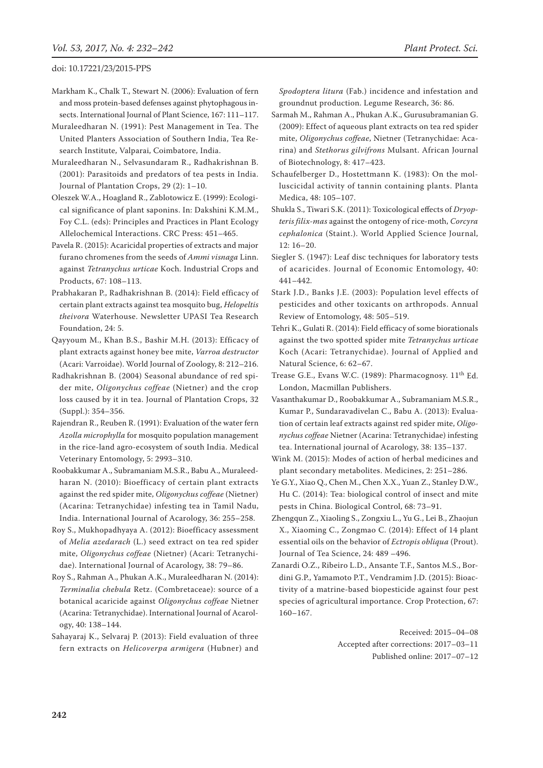Markham K., Chalk T., Stewart N. (2006): Evaluation of fern and moss protein-based defenses against phytophagous insects. International Journal of Plant Science, 167: 111–117.

Muraleedharan N. (1991): Pest Management in Tea. The United Planters Association of Southern India, Tea Research Institute, Valparai, Coimbatore, India.

Muraleedharan N., Selvasundaram R., Radhakrishnan B. (2001): Parasitoids and predators of tea pests in India. Journal of Plantation Crops, 29 (2): 1–10.

Oleszek W.A., Hoagland R., Zablotowicz E. (1999): Ecological significance of plant saponins. In: Dakshini K.M.M., Foy C.L. (eds): Principles and Practices in Plant Ecology Allelochemical Interactions. CRC Press: 451–465.

Pavela R. (2015): Acaricidal properties of extracts and major furano chromenes from the seeds of *Ammi visnaga* Linn. against *Tetranychus urticae* Koch. Industrial Crops and Products, 67: 108–113.

Prabhakaran P., Radhakrishnan B. (2014): Field efficacy of certain plant extracts against tea mosquito bug, *Helopeltis theivora* Waterhouse. Newsletter UPASI Tea Research Foundation, 24: 5.

Qayyoum M., Khan B.S., Bashir M.H. (2013): Efficacy of plant extracts against honey bee mite, *Varroa destructor* (Acari: Varroidae). World Journal of Zoology, 8: 212–216.

Radhakrishnan B. (2004) Seasonal abundance of red spider mite, *Oligonychus coffeae* (Nietner) and the crop loss caused by it in tea. Journal of Plantation Crops, 32 (Suppl.): 354–356.

Rajendran R., Reuben R. (1991): Evaluation of the water fern *Azolla microphylla* for mosquito population management in the rice-land agro-ecosystem of south India. Medical Veterinary Entomology, 5: 2993–310.

Roobakkumar A., Subramaniam M.S.R., Babu A., Muraleedharan N. (2010): Bioefficacy of certain plant extracts against the red spider mite, *Oligonychus coffeae* (Nietner) (Acarina: Tetranychidae) infesting tea in Tamil Nadu, India. International Journal of Acarology, 36: 255–258.

Roy S., Mukhopadhyaya A. (2012): Bioefficacy assessment of *Melia azedarach* (L.) seed extract on tea red spider mite, *Oligonychus coffeae* (Nietner) (Acari: Tetranychidae). International Journal of Acarology, 38: 79–86.

Roy S., Rahman A., Phukan A.K., Muraleedharan N. (2014): *Terminalia chebula* Retz. (Combretaceae): source of a botanical acaricide against *Oligonychus coffeae* Nietner (Acarina: Tetranychidae). International Journal of Acarology, 40: 138–144.

Sahayaraj K., Selvaraj P. (2013): Field evaluation of three fern extracts on *Helicoverpa armigera* (Hubner) and *Spodoptera litura* (Fab.) incidence and infestation and groundnut production. Legume Research, 36: 86.

Sarmah M., Rahman A., Phukan A.K., Gurusubramanian G. (2009): Effect of aqueous plant extracts on tea red spider mite, *Oligonychus coffeae*, Nietner (Tetranychidae: Acarina) and *Stethorus gilvifrons* Mulsant. African Journal of Biotechnology, 8: 417–423.

Schaufelberger D., Hostettmann K. (1983): On the molluscicidal activity of tannin containing plants. Planta Medica, 48: 105–107.

Shukla S., Tiwari S.K. (2011): Toxicological effects of *Dryopteris filix-mas* against the ontogeny of rice-moth, *Corcyra cephalonica* (Staint.). World Applied Science Journal, 12: 16–20.

Siegler S. (1947): Leaf disc techniques for laboratory tests of acaricides. Journal of Economic Entomology, 40: 441–442.

Stark J.D., Banks J.E. (2003): Population level effects of pesticides and other toxicants on arthropods. Annual Review of Entomology, 48: 505–519.

Tehri K., Gulati R. (2014): Field efficacy of some biorationals against the two spotted spider mite *Tetranychus urticae* Koch (Acari: Tetranychidae). Journal of Applied and Natural Science, 6: 62–67.

Trease G.E., Evans W.C. (1989): Pharmacognosy. 11th Ed. London, Macmillan Publishers.

Vasanthakumar D., Roobakkumar A., Subramaniam M.S.R., Kumar P., Sundaravadivelan C., Babu A. (2013): Evaluation of certain leaf extracts against red spider mite, *Oligonychus coffeae* Nietner (Acarina: Tetranychidae) infesting tea. International journal of Acarology, 38: 135–137.

Wink M. (2015): Modes of action of herbal medicines and plant secondary metabolites. Medicines, 2: 251–286.

Ye G.Y., Xiao Q., Chen M., Chen X.X., Yuan Z., Stanley D.W., Hu C. (2014): Tea: biological control of insect and mite pests in China. Biological Control, 68: 73–91.

Zhengqun Z., Xiaoling S., Zongxiu L., Yu G., Lei B., Zhaojun X., Xiaoming C., Zongmao C. (2014): Effect of 14 plant essential oils on the behavior of *Ectropis obliqua* (Prout). Journal of Tea Science, 24: 489 –496.

Zanardi O.Z., Ribeiro L.D., Ansante T.F., Santos M.S., Bordini G.P., Yamamoto P.T., Vendramim J.D. (2015): Bioactivity of a matrine-based biopesticide against four pest species of agricultural importance. Crop Protection, 67: 160–167.

Received: 2015–04–08
Accepted after corrections: 2017–03–11
Published online: 2017–07–12